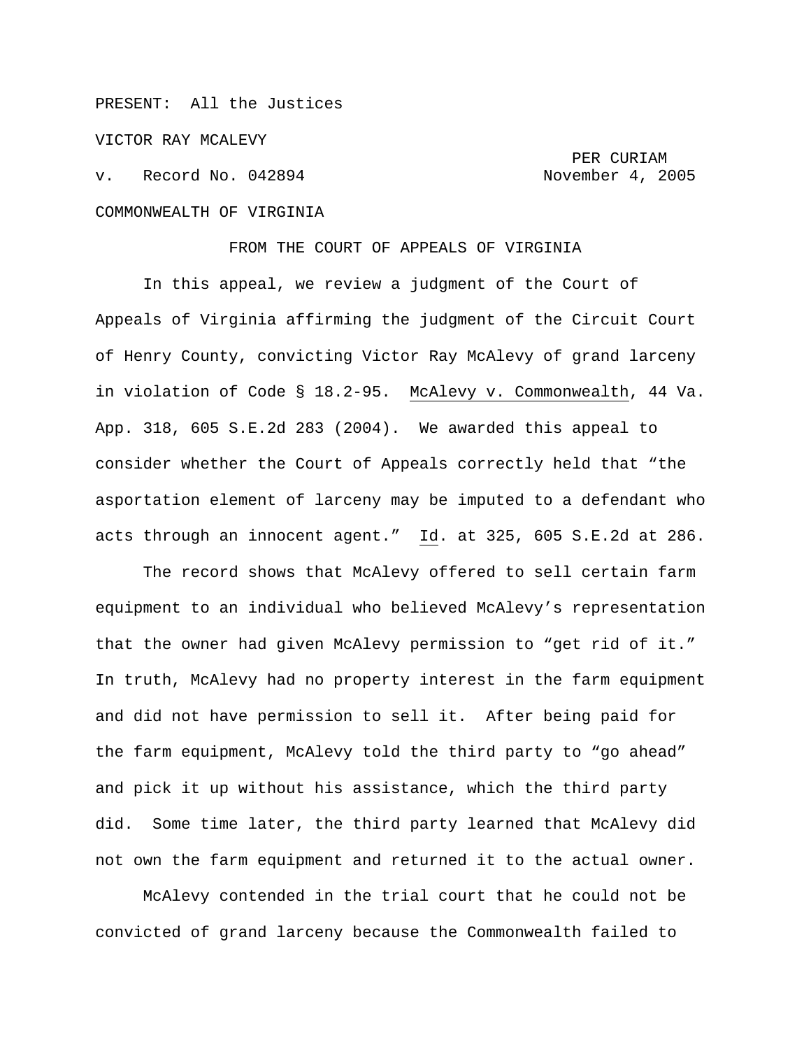PRESENT: All the Justices

VICTOR RAY MCALEVY

v. Record No. 042894

PER CURIAM
November 4, 2005

COMMONWEALTH OF VIRGINIA

FROM THE COURT OF APPEALS OF VIRGINIA

In this appeal, we review a judgment of the Court of Appeals of Virginia affirming the judgment of the Circuit Court of Henry County, convicting Victor Ray McAlevy of grand larceny in violation of Code § 18.2-95. McAlevy v. Commonwealth, 44 Va. App. 318, 605 S.E.2d 283 (2004). We awarded this appeal to consider whether the Court of Appeals correctly held that "the asportation element of larceny may be imputed to a defendant who acts through an innocent agent." Id. at 325, 605 S.E.2d at 286.

The record shows that McAlevy offered to sell certain farm equipment to an individual who believed McAlevy's representation that the owner had given McAlevy permission to "get rid of it." In truth, McAlevy had no property interest in the farm equipment and did not have permission to sell it. After being paid for the farm equipment, McAlevy told the third party to "go ahead" and pick it up without his assistance, which the third party did. Some time later, the third party learned that McAlevy did not own the farm equipment and returned it to the actual owner.

McAlevy contended in the trial court that he could not be convicted of grand larceny because the Commonwealth failed to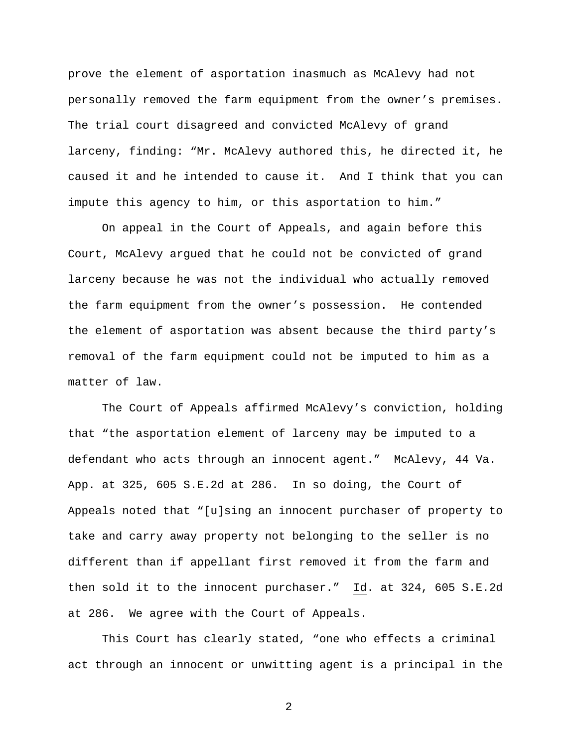prove the element of asportation inasmuch as McAlevy had not personally removed the farm equipment from the owner's premises. The trial court disagreed and convicted McAlevy of grand larceny, finding: "Mr. McAlevy authored this, he directed it, he caused it and he intended to cause it. And I think that you can impute this agency to him, or this asportation to him."

On appeal in the Court of Appeals, and again before this Court, McAlevy argued that he could not be convicted of grand larceny because he was not the individual who actually removed the farm equipment from the owner's possession. He contended the element of asportation was absent because the third party's removal of the farm equipment could not be imputed to him as a matter of law.

The Court of Appeals affirmed McAlevy's conviction, holding that "the asportation element of larceny may be imputed to a defendant who acts through an innocent agent." <u>McAlevy</u>, 44 Va. App. at 325, 605 S.E.2d at 286. In so doing, the Court of Appeals noted that "[u]sing an innocent purchaser of property to take and carry away property not belonging to the seller is no different than if appellant first removed it from the farm and then sold it to the innocent purchaser." <u>Id</u>. at 324, 605 S.E.2d at 286. We agree with the Court of Appeals.

This Court has clearly stated, "one who effects a criminal act through an innocent or unwitting agent is a principal in the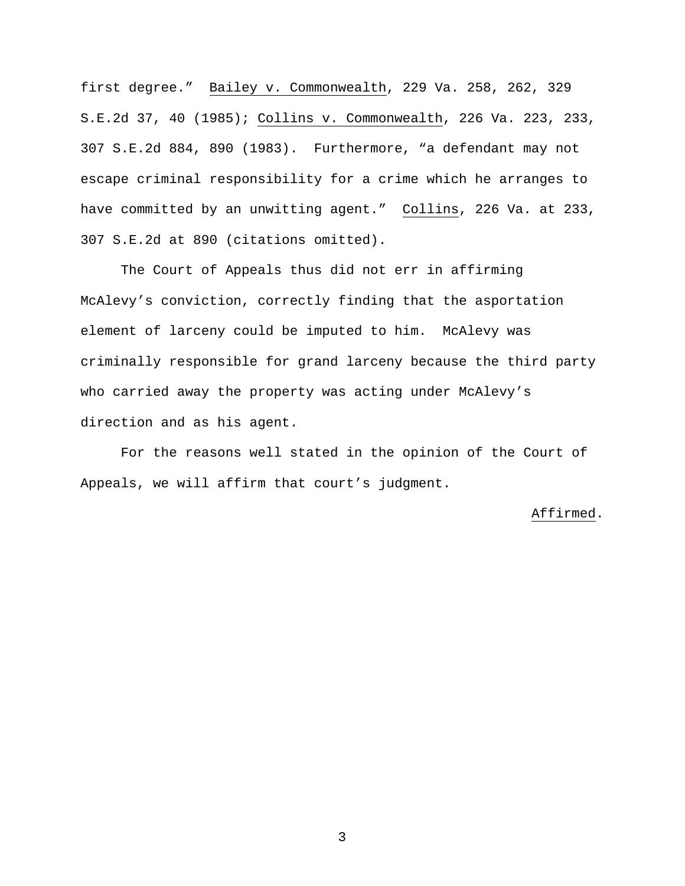first degree." _Bailey v. Commonwealth_, 229 Va. 258, 262, 329 S.E.2d 37, 40 (1985); _Collins v. Commonwealth_, 226 Va. 223, 233, 307 S.E.2d 884, 890 (1983). Furthermore, "a defendant may not escape criminal responsibility for a crime which he arranges to have committed by an unwitting agent." _Collins_, 226 Va. at 233, 307 S.E.2d at 890 (citations omitted).

The Court of Appeals thus did not err in affirming McAlevy's conviction, correctly finding that the asportation element of larceny could be imputed to him. McAlevy was criminally responsible for grand larceny because the third party who carried away the property was acting under McAlevy's direction and as his agent.

For the reasons well stated in the opinion of the Court of Appeals, we will affirm that court's judgment.

_Affirmed_.